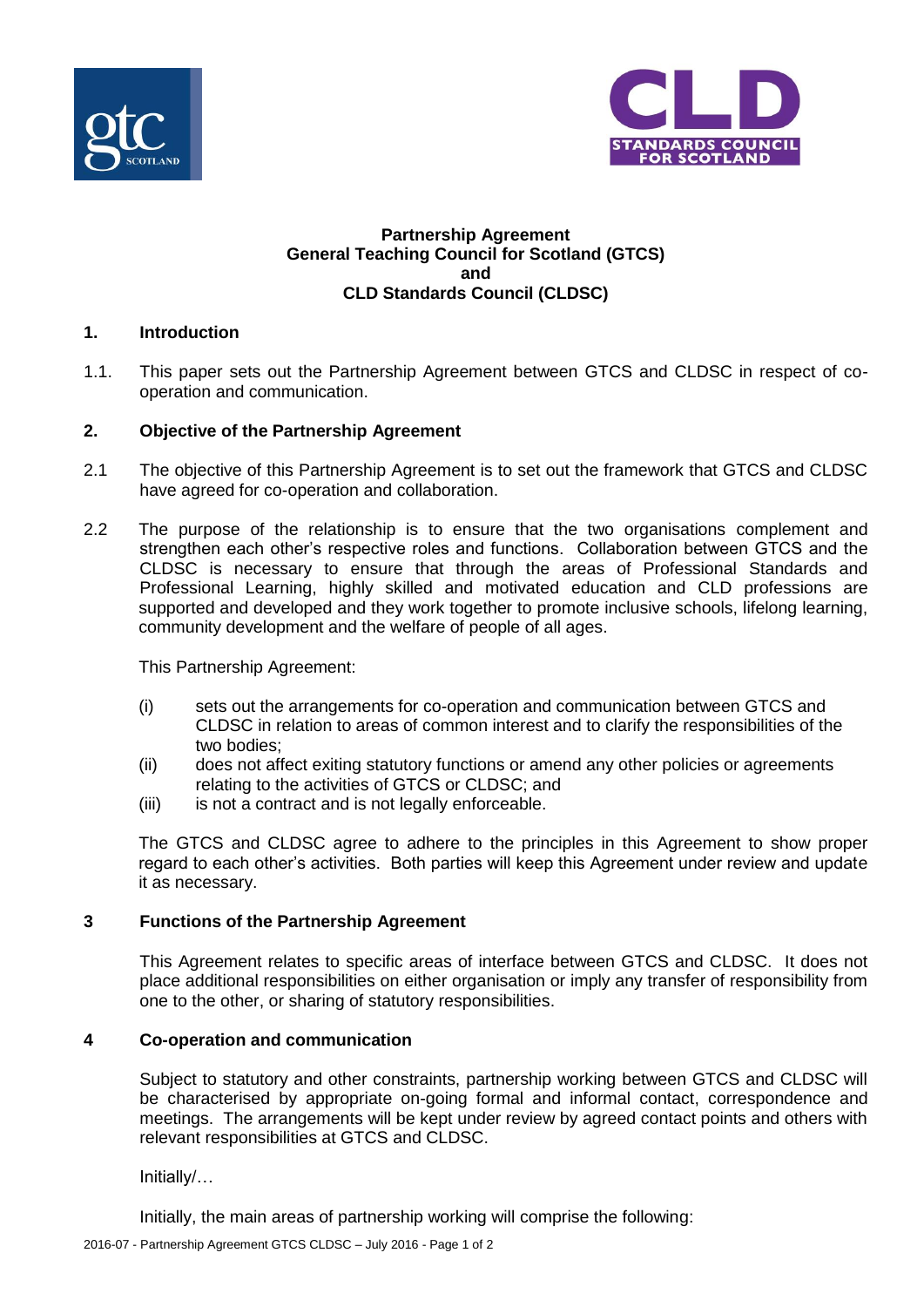**Partnership Agreement**
**General Teaching Council for Scotland (GTCS)**
**and**
**CLD Standards Council (CLDSC)**

## 1. Introduction

1.1. This paper sets out the Partnership Agreement between GTCS and CLDSC in respect of co-operation and communication.

## 2. Objective of the Partnership Agreement

2.1 The objective of this Partnership Agreement is to set out the framework that GTCS and CLDSC have agreed for co-operation and collaboration.

2.2 The purpose of the relationship is to ensure that the two organisations complement and strengthen each other's respective roles and functions. Collaboration between GTCS and the CLDSC is necessary to ensure that through the areas of Professional Standards and Professional Learning, highly skilled and motivated education and CLD professions are supported and developed and they work together to promote inclusive schools, lifelong learning, community development and the welfare of people of all ages.

This Partnership Agreement:

(i) sets out the arrangements for co-operation and communication between GTCS and CLDSC in relation to areas of common interest and to clarify the responsibilities of the two bodies;
(ii) does not affect exiting statutory functions or amend any other policies or agreements relating to the activities of GTCS or CLDSC; and
(iii) is not a contract and is not legally enforceable.

The GTCS and CLDSC agree to adhere to the principles in this Agreement to show proper regard to each other's activities. Both parties will keep this Agreement under review and update it as necessary.

## 3 Functions of the Partnership Agreement

This Agreement relates to specific areas of interface between GTCS and CLDSC. It does not place additional responsibilities on either organisation or imply any transfer of responsibility from one to the other, or sharing of statutory responsibilities.

## 4 Co-operation and communication

Subject to statutory and other constraints, partnership working between GTCS and CLDSC will be characterised by appropriate on-going formal and informal contact, correspondence and meetings. The arrangements will be kept under review by agreed contact points and others with relevant responsibilities at GTCS and CLDSC.

Initially/…

Initially, the main areas of partnership working will comprise the following: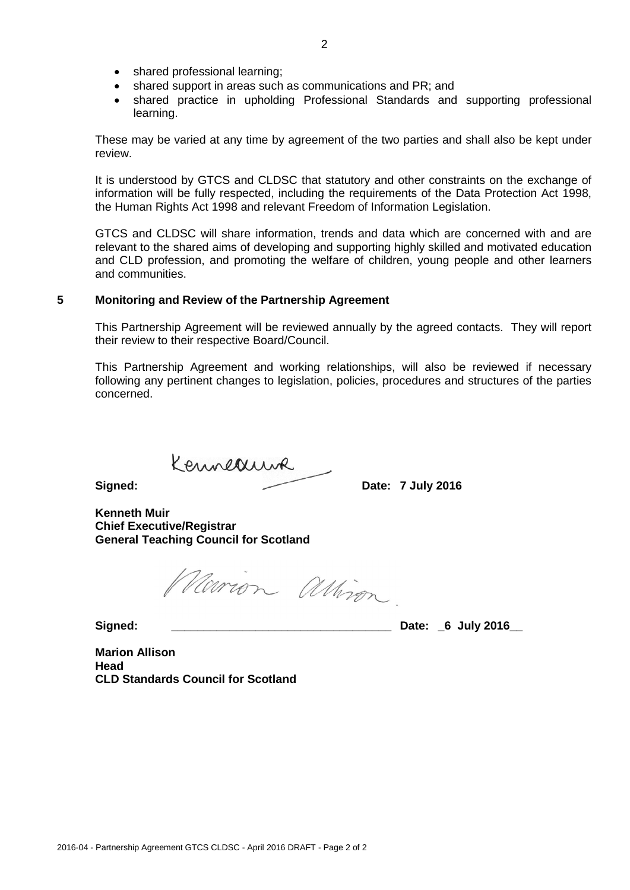- shared professional learning;
- shared support in areas such as communications and PR; and
- shared practice in upholding Professional Standards and supporting professional learning.

These may be varied at any time by agreement of the two parties and shall also be kept under review.

It is understood by GTCS and CLDSC that statutory and other constraints on the exchange of information will be fully respected, including the requirements of the Data Protection Act 1998, the Human Rights Act 1998 and relevant Freedom of Information Legislation.

GTCS and CLDSC will share information, trends and data which are concerned with and are relevant to the shared aims of developing and supporting highly skilled and motivated education and CLD profession, and promoting the welfare of children, young people and other learners and communities.

## 5 Monitoring and Review of the Partnership Agreement

This Partnership Agreement will be reviewed annually by the agreed contacts. They will report their review to their respective Board/Council.

This Partnership Agreement and working relationships, will also be reviewed if necessary following any pertinent changes to legislation, policies, procedures and structures of the parties concerned.

**Signed:** Kenneth Muir **Date: 7 July 2016**

**Kenneth Muir**
**Chief Executive/Registrar**
**General Teaching Council for Scotland**

**Signed:** Marion Allison **Date: _6 July 2016__**

**Marion Allison**
**Head**
**CLD Standards Council for Scotland**